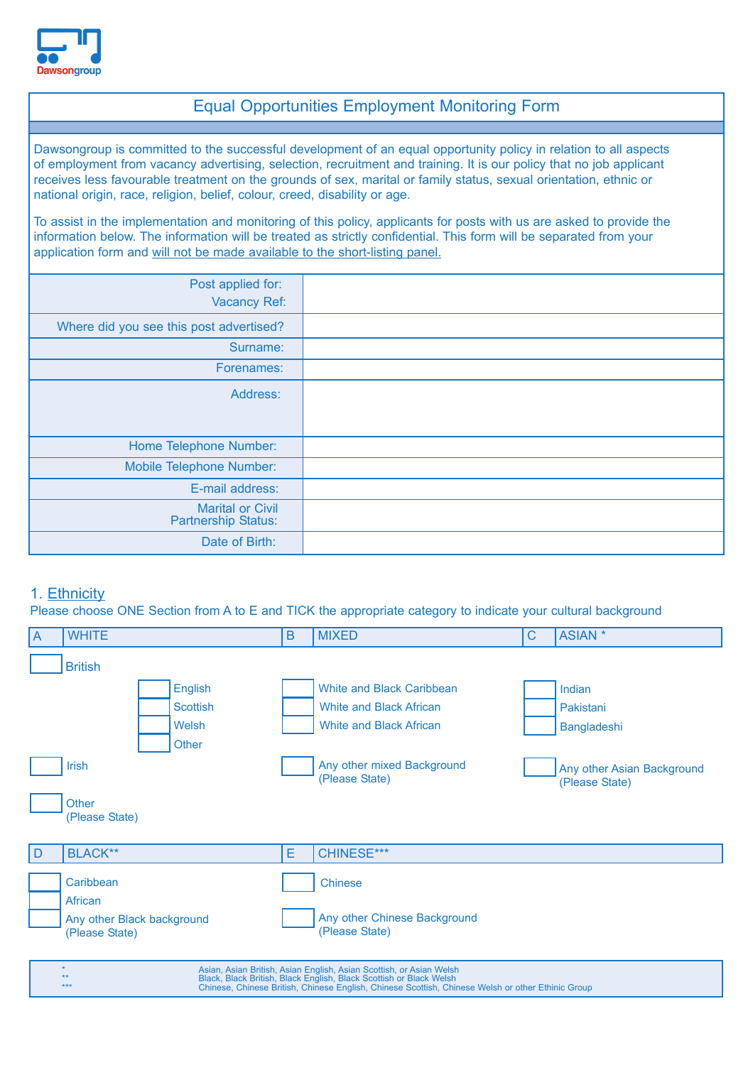Dawsongroup

# Equal Opportunities Employment Monitoring Form

Dawsongroup is committed to the successful development of an equal opportunity policy in relation to all aspects of employment from vacancy advertising, selection, recruitment and training. It is our policy that no job applicant receives less favourable treatment on the grounds of sex, marital or family status, sexual orientation, ethnic or national origin, race, religion, belief, colour, creed, disability or age.

To assist in the implementation and monitoring of this policy, applicants for posts with us are asked to provide the information below. The information will be treated as strictly confidential. This form will be separated from your application form and will not be made available to the short-listing panel.

| | |
|---|---|
| Post applied for:<br>Vacancy Ref: | |
| Where did you see this post advertised? | |
| Surname: | |
| Forenames: | |
| Address: | |
| Home Telephone Number: | |
| Mobile Telephone Number: | |
| E-mail address: | |
| Marital or Civil Partnership Status: | |
| Date of Birth: | |

## 1. Ethnicity

Please choose ONE Section from A to E and TICK the appropriate category to indicate your cultural background

**A WHITE**

- ☐ British
  - ☐ English
  - ☐ Scottish
  - ☐ Welsh
  - ☐ Other
- ☐ Irish
- ☐ Other (Please State)

**B MIXED**

- ☐ White and Black Caribbean
- ☐ White and Black African
- ☐ White and Black African
- ☐ Any other mixed Background (Please State)

**C ASIAN ***

- ☐ Indian
- ☐ Pakistani
- ☐ Bangladeshi
- ☐ Any other Asian Background (Please State)

**D BLACK****

- ☐ Caribbean
- ☐ African
- ☐ Any other Black background (Please State)

**E CHINESE*****

- ☐ Chinese
- ☐ Any other Chinese Background (Please State)

| | |
|---|---|
| * | Asian, Asian British, Asian English, Asian Scottish, or Asian Welsh |
| ** | Black, Black British, Black English, Black Scottish or Black Welsh |
| *** | Chinese, Chinese British, Chinese English, Chinese Scottish, Chinese Welsh or other Ethnic Group |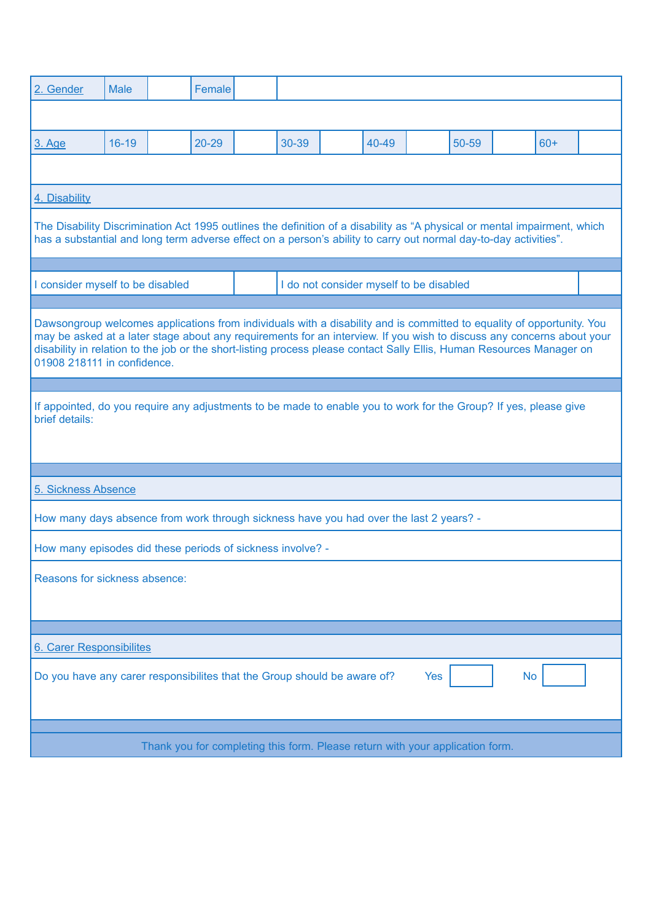| 2. Gender | Male | | Female | | | | | | | | |
|---|---|---|---|---|---|---|---|---|---|---|---|

| 3. Age | 16-19 | | 20-29 | | 30-39 | | 40-49 | | 50-59 | | 60+ | |
|---|---|---|---|---|---|---|---|---|---|---|---|---|

## 4. Disability

The Disability Discrimination Act 1995 outlines the definition of a disability as “A physical or mental impairment, which has a substantial and long term adverse effect on a person’s ability to carry out normal day-to-day activities”.

| I consider myself to be disabled | | I do not consider myself to be disabled | |
|---|---|---|---|

Dawsongroup welcomes applications from individuals with a disability and is committed to equality of opportunity. You may be asked at a later stage about any requirements for an interview. If you wish to discuss any concerns about your disability in relation to the job or the short-listing process please contact Sally Ellis, Human Resources Manager on 01908 218111 in confidence.

If appointed, do you require any adjustments to be made to enable you to work for the Group? If yes, please give brief details:

## 5. Sickness Absence

How many days absence from work through sickness have you had over the last 2 years? -

How many episodes did these periods of sickness involve? -

Reasons for sickness absence:

## 6. Carer Responsibilites

Do you have any carer responsibilites that the Group should be aware of? Yes [ ] No [ ]

Thank you for completing this form. Please return with your application form.